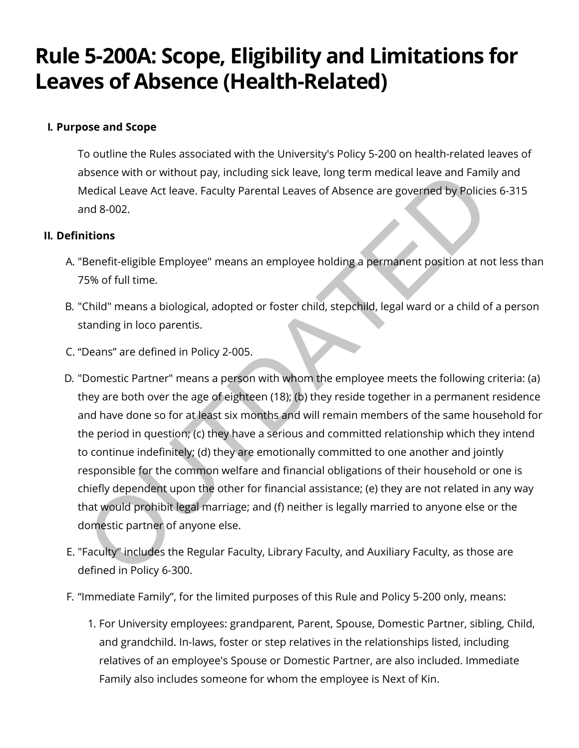# Rule 5-200A: Scope, Eligibility and Limitations for Leaves of Absence (Health-Related)

## I. Purpose and Scope

To outline the Rules associated with the University's Policy 5-200 on health-related leaves of absence with or without pay, including sick leave, long term medical leave and Family and Medical Leave Act leave. Faculty Parental Leaves of Absence are governed by Policies 6-315 and 8-002.

## II. Definitions

A. "Benefit-eligible Employee" means an employee holding a permanent position at not less than 75% of full time.

B. "Child" means a biological, adopted or foster child, stepchild, legal ward or a child of a person standing in loco parentis.

C. "Deans" are defined in Policy 2-005.

D. "Domestic Partner" means a person with whom the employee meets the following criteria: (a) they are both over the age of eighteen (18); (b) they reside together in a permanent residence and have done so for at least six months and will remain members of the same household for the period in question; (c) they have a serious and committed relationship which they intend to continue indefinitely; (d) they are emotionally committed to one another and jointly responsible for the common welfare and financial obligations of their household or one is chiefly dependent upon the other for financial assistance; (e) they are not related in any way that would prohibit legal marriage; and (f) neither is legally married to anyone else or the domestic partner of anyone else.

E. "Faculty" includes the Regular Faculty, Library Faculty, and Auxiliary Faculty, as those are defined in Policy 6-300.

F. "Immediate Family", for the limited purposes of this Rule and Policy 5-200 only, means:

1. For University employees: grandparent, Parent, Spouse, Domestic Partner, sibling, Child, and grandchild. In-laws, foster or step relatives in the relationships listed, including relatives of an employee's Spouse or Domestic Partner, are also included. Immediate Family also includes someone for whom the employee is Next of Kin.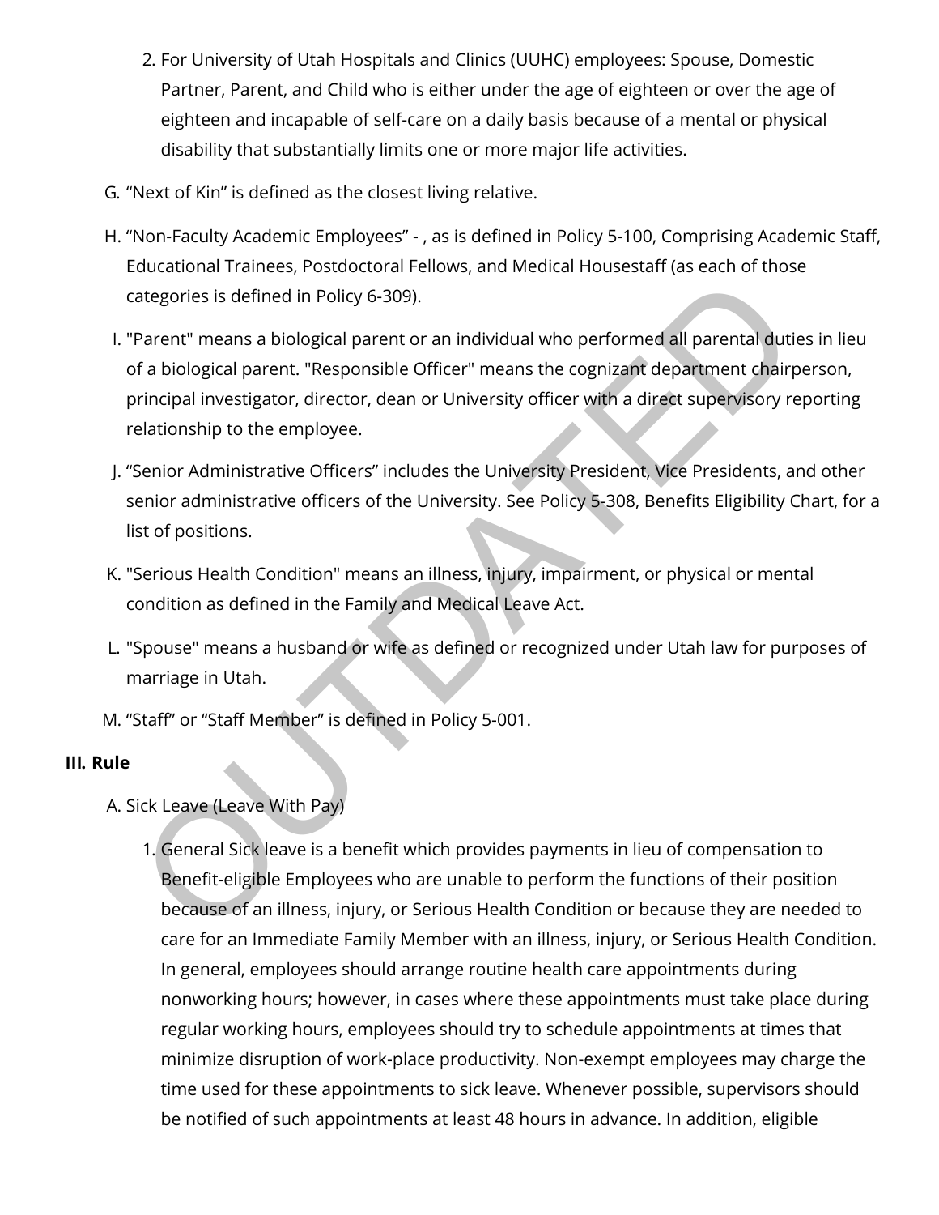2. For University of Utah Hospitals and Clinics (UUHC) employees: Spouse, Domestic Partner, Parent, and Child who is either under the age of eighteen or over the age of eighteen and incapable of self-care on a daily basis because of a mental or physical disability that substantially limits one or more major life activities.

G. “Next of Kin” is defined as the closest living relative.

H. “Non-Faculty Academic Employees” - , as is defined in Policy 5-100, Comprising Academic Staff, Educational Trainees, Postdoctoral Fellows, and Medical Housestaff (as each of those categories is defined in Policy 6-309).

I. "Parent" means a biological parent or an individual who performed all parental duties in lieu of a biological parent. "Responsible Officer" means the cognizant department chairperson, principal investigator, director, dean or University officer with a direct supervisory reporting relationship to the employee.

J. “Senior Administrative Officers” includes the University President, Vice Presidents, and other senior administrative officers of the University. See Policy 5-308, Benefits Eligibility Chart, for a list of positions.

K. "Serious Health Condition" means an illness, injury, impairment, or physical or mental condition as defined in the Family and Medical Leave Act.

L. "Spouse" means a husband or wife as defined or recognized under Utah law for purposes of marriage in Utah.

M. “Staff” or “Staff Member” is defined in Policy 5-001.

**III. Rule**

A. Sick Leave (Leave With Pay)

1. General Sick leave is a benefit which provides payments in lieu of compensation to Benefit-eligible Employees who are unable to perform the functions of their position because of an illness, injury, or Serious Health Condition or because they are needed to care for an Immediate Family Member with an illness, injury, or Serious Health Condition. In general, employees should arrange routine health care appointments during nonworking hours; however, in cases where these appointments must take place during regular working hours, employees should try to schedule appointments at times that minimize disruption of work-place productivity. Non-exempt employees may charge the time used for these appointments to sick leave. Whenever possible, supervisors should be notified of such appointments at least 48 hours in advance. In addition, eligible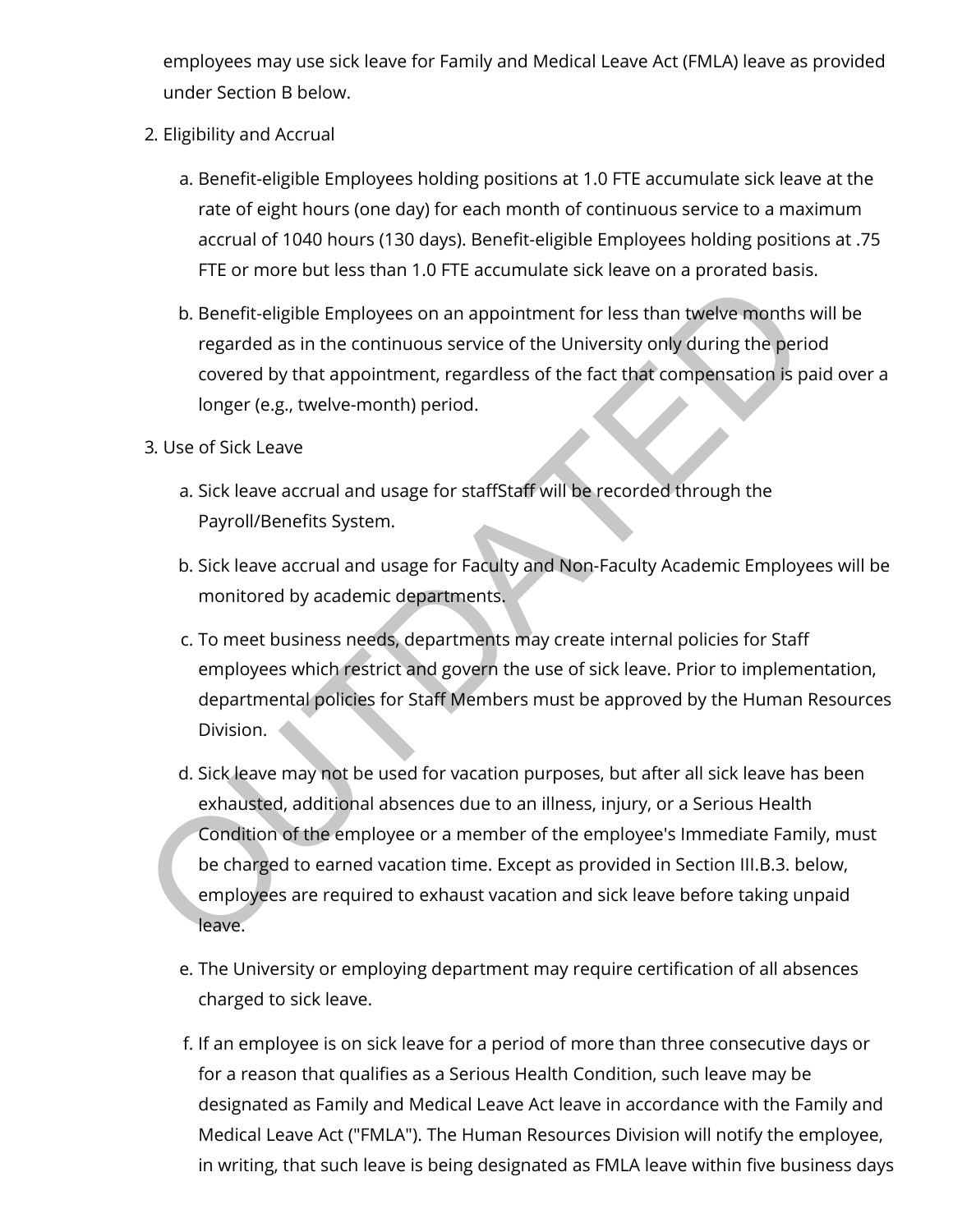employees may use sick leave for Family and Medical Leave Act (FMLA) leave as provided under Section B below.

2. Eligibility and Accrual

    a. Benefit-eligible Employees holding positions at 1.0 FTE accumulate sick leave at the rate of eight hours (one day) for each month of continuous service to a maximum accrual of 1040 hours (130 days). Benefit-eligible Employees holding positions at .75 FTE or more but less than 1.0 FTE accumulate sick leave on a prorated basis.

    b. Benefit-eligible Employees on an appointment for less than twelve months will be regarded as in the continuous service of the University only during the period covered by that appointment, regardless of the fact that compensation is paid over a longer (e.g., twelve-month) period.

3. Use of Sick Leave

    a. Sick leave accrual and usage for staffStaff will be recorded through the Payroll/Benefits System.

    b. Sick leave accrual and usage for Faculty and Non-Faculty Academic Employees will be monitored by academic departments.

    c. To meet business needs, departments may create internal policies for Staff employees which restrict and govern the use of sick leave. Prior to implementation, departmental policies for Staff Members must be approved by the Human Resources Division.

    d. Sick leave may not be used for vacation purposes, but after all sick leave has been exhausted, additional absences due to an illness, injury, or a Serious Health Condition of the employee or a member of the employee's Immediate Family, must be charged to earned vacation time. Except as provided in Section III.B.3. below, employees are required to exhaust vacation and sick leave before taking unpaid leave.

    e. The University or employing department may require certification of all absences charged to sick leave.

    f. If an employee is on sick leave for a period of more than three consecutive days or for a reason that qualifies as a Serious Health Condition, such leave may be designated as Family and Medical Leave Act leave in accordance with the Family and Medical Leave Act ("FMLA"). The Human Resources Division will notify the employee, in writing, that such leave is being designated as FMLA leave within five business days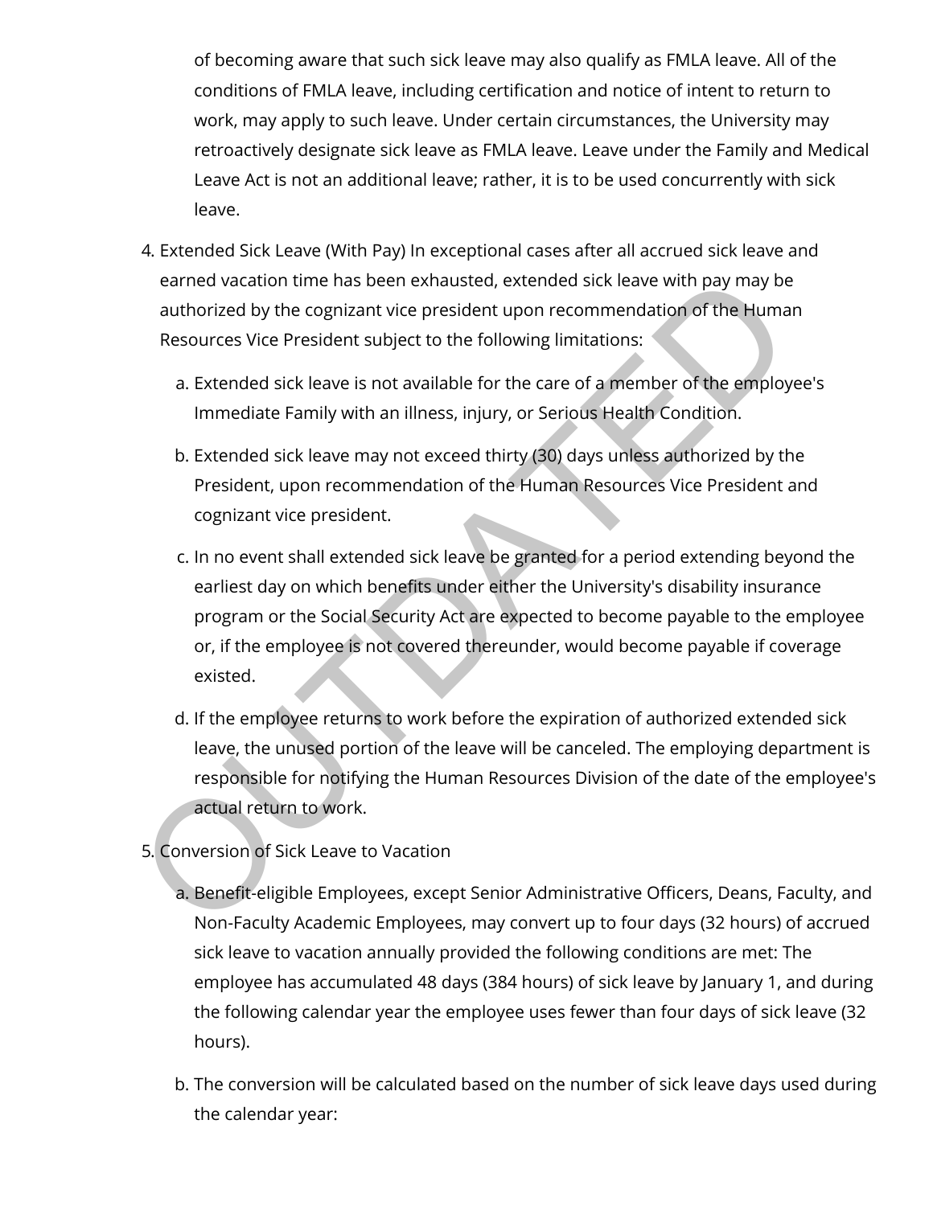of becoming aware that such sick leave may also qualify as FMLA leave. All of the conditions of FMLA leave, including certification and notice of intent to return to work, may apply to such leave. Under certain circumstances, the University may retroactively designate sick leave as FMLA leave. Leave under the Family and Medical Leave Act is not an additional leave; rather, it is to be used concurrently with sick leave.

4. Extended Sick Leave (With Pay) In exceptional cases after all accrued sick leave and earned vacation time has been exhausted, extended sick leave with pay may be authorized by the cognizant vice president upon recommendation of the Human Resources Vice President subject to the following limitations:

   a. Extended sick leave is not available for the care of a member of the employee's Immediate Family with an illness, injury, or Serious Health Condition.

   b. Extended sick leave may not exceed thirty (30) days unless authorized by the President, upon recommendation of the Human Resources Vice President and cognizant vice president.

   c. In no event shall extended sick leave be granted for a period extending beyond the earliest day on which benefits under either the University's disability insurance program or the Social Security Act are expected to become payable to the employee or, if the employee is not covered thereunder, would become payable if coverage existed.

   d. If the employee returns to work before the expiration of authorized extended sick leave, the unused portion of the leave will be canceled. The employing department is responsible for notifying the Human Resources Division of the date of the employee's actual return to work.

5. Conversion of Sick Leave to Vacation

   a. Benefit-eligible Employees, except Senior Administrative Officers, Deans, Faculty, and Non-Faculty Academic Employees, may convert up to four days (32 hours) of accrued sick leave to vacation annually provided the following conditions are met: The employee has accumulated 48 days (384 hours) of sick leave by January 1, and during the following calendar year the employee uses fewer than four days of sick leave (32 hours).

   b. The conversion will be calculated based on the number of sick leave days used during the calendar year: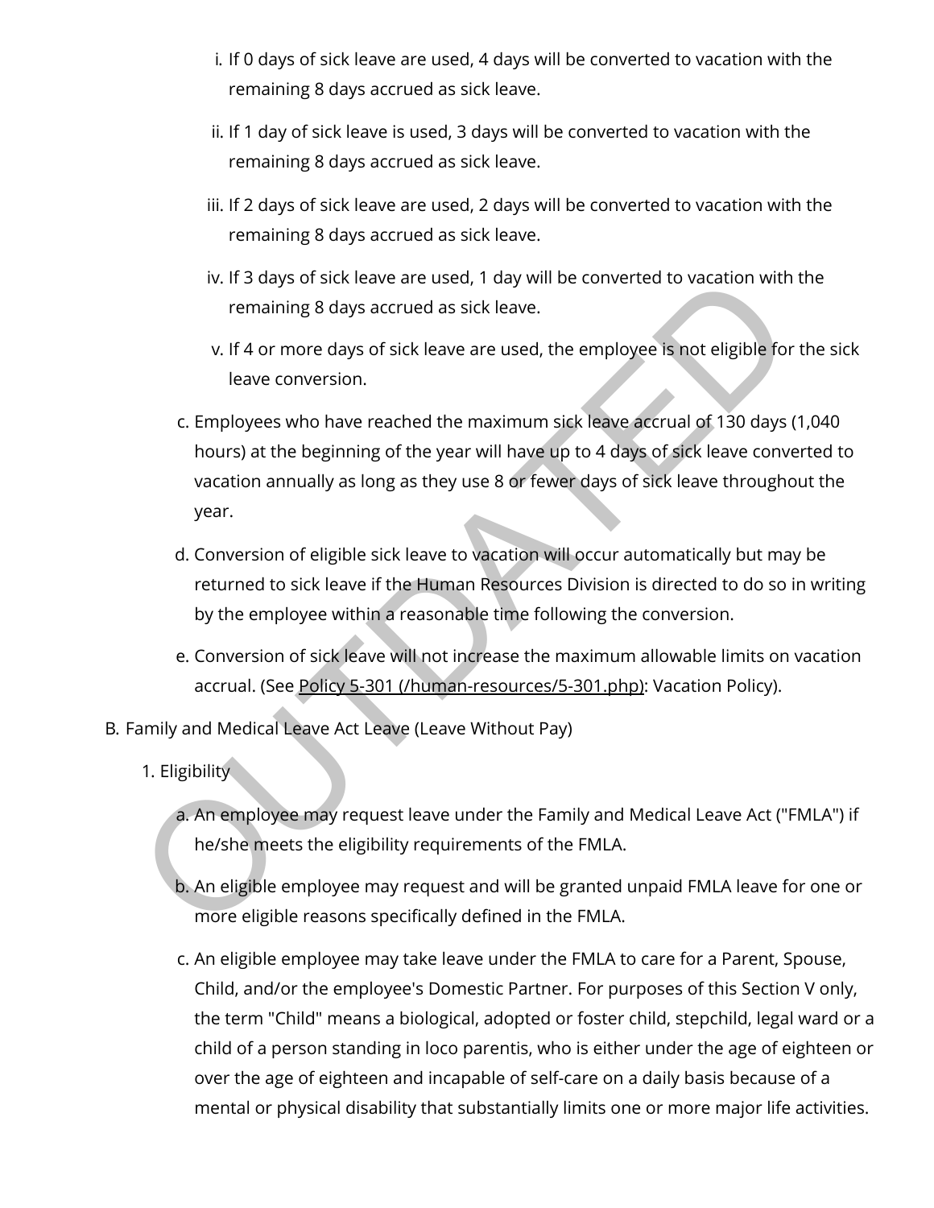i. If 0 days of sick leave are used, 4 days will be converted to vacation with the remaining 8 days accrued as sick leave.

    ii. If 1 day of sick leave is used, 3 days will be converted to vacation with the remaining 8 days accrued as sick leave.

    iii. If 2 days of sick leave are used, 2 days will be converted to vacation with the remaining 8 days accrued as sick leave.

    iv. If 3 days of sick leave are used, 1 day will be converted to vacation with the remaining 8 days accrued as sick leave.

    v. If 4 or more days of sick leave are used, the employee is not eligible for the sick leave conversion.

c. Employees who have reached the maximum sick leave accrual of 130 days (1,040 hours) at the beginning of the year will have up to 4 days of sick leave converted to vacation annually as long as they use 8 or fewer days of sick leave throughout the year.

d. Conversion of eligible sick leave to vacation will occur automatically but may be returned to sick leave if the Human Resources Division is directed to do so in writing by the employee within a reasonable time following the conversion.

e. Conversion of sick leave will not increase the maximum allowable limits on vacation accrual. (See Policy 5-301 (/human-resources/5-301.php): Vacation Policy).

B. Family and Medical Leave Act Leave (Leave Without Pay)

1. Eligibility

a. An employee may request leave under the Family and Medical Leave Act ("FMLA") if he/she meets the eligibility requirements of the FMLA.

b. An eligible employee may request and will be granted unpaid FMLA leave for one or more eligible reasons specifically defined in the FMLA.

c. An eligible employee may take leave under the FMLA to care for a Parent, Spouse, Child, and/or the employee's Domestic Partner. For purposes of this Section V only, the term "Child" means a biological, adopted or foster child, stepchild, legal ward or a child of a person standing in loco parentis, who is either under the age of eighteen or over the age of eighteen and incapable of self-care on a daily basis because of a mental or physical disability that substantially limits one or more major life activities.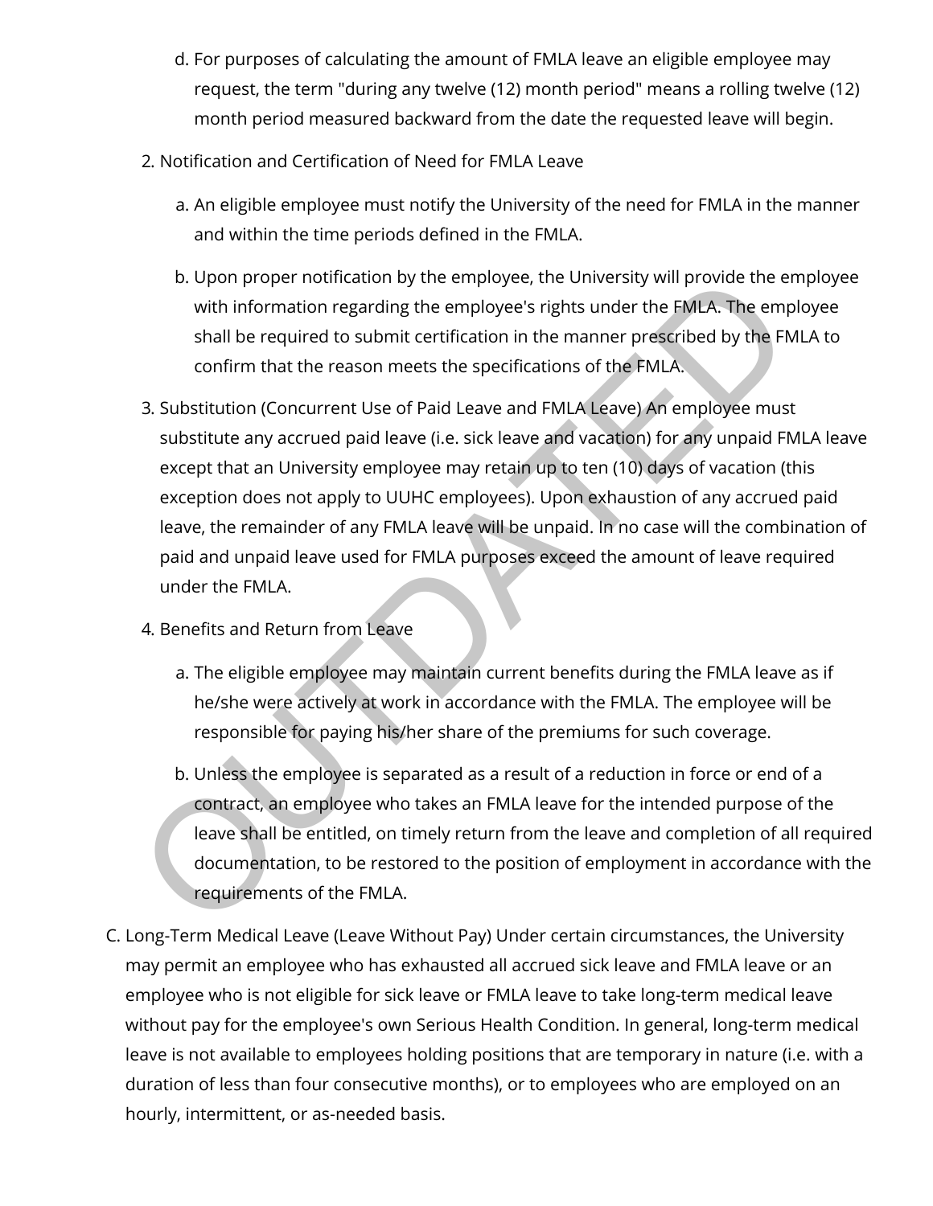d. For purposes of calculating the amount of FMLA leave an eligible employee may request, the term "during any twelve (12) month period" means a rolling twelve (12) month period measured backward from the date the requested leave will begin.

2. Notification and Certification of Need for FMLA Leave

   a. An eligible employee must notify the University of the need for FMLA in the manner and within the time periods defined in the FMLA.

   b. Upon proper notification by the employee, the University will provide the employee with information regarding the employee's rights under the FMLA. The employee shall be required to submit certification in the manner prescribed by the FMLA to confirm that the reason meets the specifications of the FMLA.

3. Substitution (Concurrent Use of Paid Leave and FMLA Leave) An employee must substitute any accrued paid leave (i.e. sick leave and vacation) for any unpaid FMLA leave except that an University employee may retain up to ten (10) days of vacation (this exception does not apply to UUHC employees). Upon exhaustion of any accrued paid leave, the remainder of any FMLA leave will be unpaid. In no case will the combination of paid and unpaid leave used for FMLA purposes exceed the amount of leave required under the FMLA.

4. Benefits and Return from Leave

   a. The eligible employee may maintain current benefits during the FMLA leave as if he/she were actively at work in accordance with the FMLA. The employee will be responsible for paying his/her share of the premiums for such coverage.

   b. Unless the employee is separated as a result of a reduction in force or end of a contract, an employee who takes an FMLA leave for the intended purpose of the leave shall be entitled, on timely return from the leave and completion of all required documentation, to be restored to the position of employment in accordance with the requirements of the FMLA.

C. Long-Term Medical Leave (Leave Without Pay) Under certain circumstances, the University may permit an employee who has exhausted all accrued sick leave and FMLA leave or an employee who is not eligible for sick leave or FMLA leave to take long-term medical leave without pay for the employee's own Serious Health Condition. In general, long-term medical leave is not available to employees holding positions that are temporary in nature (i.e. with a duration of less than four consecutive months), or to employees who are employed on an hourly, intermittent, or as-needed basis.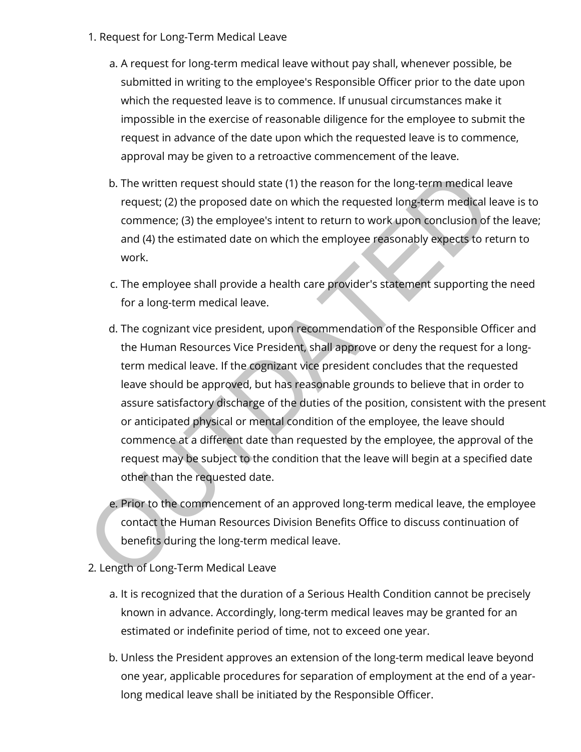1. Request for Long-Term Medical Leave

   a. A request for long-term medical leave without pay shall, whenever possible, be submitted in writing to the employee's Responsible Officer prior to the date upon which the requested leave is to commence. If unusual circumstances make it impossible in the exercise of reasonable diligence for the employee to submit the request in advance of the date upon which the requested leave is to commence, approval may be given to a retroactive commencement of the leave.

   b. The written request should state (1) the reason for the long-term medical leave request; (2) the proposed date on which the requested long-term medical leave is to commence; (3) the employee's intent to return to work upon conclusion of the leave; and (4) the estimated date on which the employee reasonably expects to return to work.

   c. The employee shall provide a health care provider's statement supporting the need for a long-term medical leave.

   d. The cognizant vice president, upon recommendation of the Responsible Officer and the Human Resources Vice President, shall approve or deny the request for a long-term medical leave. If the cognizant vice president concludes that the requested leave should be approved, but has reasonable grounds to believe that in order to assure satisfactory discharge of the duties of the position, consistent with the present or anticipated physical or mental condition of the employee, the leave should commence at a different date than requested by the employee, the approval of the request may be subject to the condition that the leave will begin at a specified date other than the requested date.

   e. Prior to the commencement of an approved long-term medical leave, the employee contact the Human Resources Division Benefits Office to discuss continuation of benefits during the long-term medical leave.

2. Length of Long-Term Medical Leave

   a. It is recognized that the duration of a Serious Health Condition cannot be precisely known in advance. Accordingly, long-term medical leaves may be granted for an estimated or indefinite period of time, not to exceed one year.

   b. Unless the President approves an extension of the long-term medical leave beyond one year, applicable procedures for separation of employment at the end of a year-long medical leave shall be initiated by the Responsible Officer.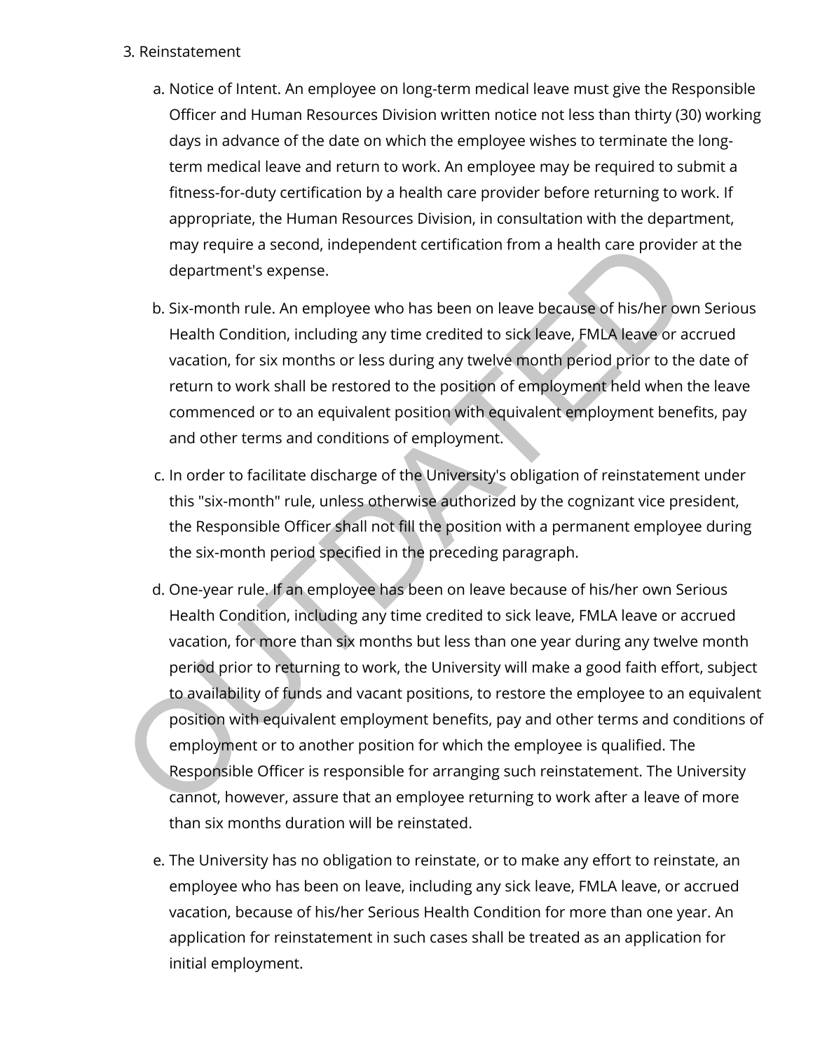3. Reinstatement

   a. Notice of Intent. An employee on long-term medical leave must give the Responsible Officer and Human Resources Division written notice not less than thirty (30) working days in advance of the date on which the employee wishes to terminate the long-term medical leave and return to work. An employee may be required to submit a fitness-for-duty certification by a health care provider before returning to work. If appropriate, the Human Resources Division, in consultation with the department, may require a second, independent certification from a health care provider at the department's expense.

   b. Six-month rule. An employee who has been on leave because of his/her own Serious Health Condition, including any time credited to sick leave, FMLA leave or accrued vacation, for six months or less during any twelve month period prior to the date of return to work shall be restored to the position of employment held when the leave commenced or to an equivalent position with equivalent employment benefits, pay and other terms and conditions of employment.

   c. In order to facilitate discharge of the University's obligation of reinstatement under this "six-month" rule, unless otherwise authorized by the cognizant vice president, the Responsible Officer shall not fill the position with a permanent employee during the six-month period specified in the preceding paragraph.

   d. One-year rule. If an employee has been on leave because of his/her own Serious Health Condition, including any time credited to sick leave, FMLA leave or accrued vacation, for more than six months but less than one year during any twelve month period prior to returning to work, the University will make a good faith effort, subject to availability of funds and vacant positions, to restore the employee to an equivalent position with equivalent employment benefits, pay and other terms and conditions of employment or to another position for which the employee is qualified. The Responsible Officer is responsible for arranging such reinstatement. The University cannot, however, assure that an employee returning to work after a leave of more than six months duration will be reinstated.

   e. The University has no obligation to reinstate, or to make any effort to reinstate, an employee who has been on leave, including any sick leave, FMLA leave, or accrued vacation, because of his/her Serious Health Condition for more than one year. An application for reinstatement in such cases shall be treated as an application for initial employment.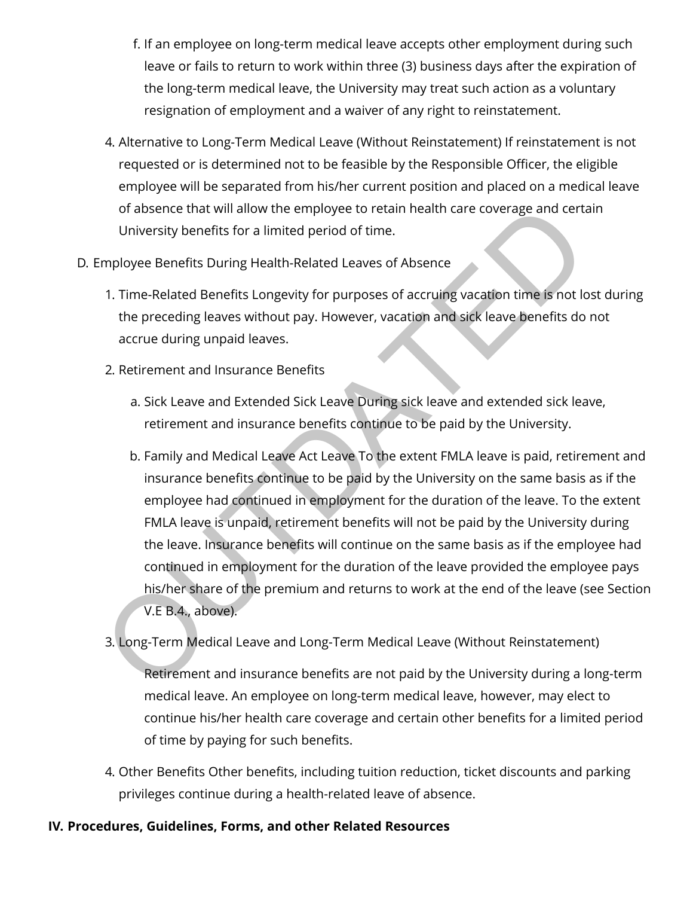f. If an employee on long-term medical leave accepts other employment during such leave or fails to return to work within three (3) business days after the expiration of the long-term medical leave, the University may treat such action as a voluntary resignation of employment and a waiver of any right to reinstatement.

4. Alternative to Long-Term Medical Leave (Without Reinstatement) If reinstatement is not requested or is determined not to be feasible by the Responsible Officer, the eligible employee will be separated from his/her current position and placed on a medical leave of absence that will allow the employee to retain health care coverage and certain University benefits for a limited period of time.

D. Employee Benefits During Health-Related Leaves of Absence

1. Time-Related Benefits Longevity for purposes of accruing vacation time is not lost during the preceding leaves without pay. However, vacation and sick leave benefits do not accrue during unpaid leaves.

2. Retirement and Insurance Benefits

   a. Sick Leave and Extended Sick Leave During sick leave and extended sick leave, retirement and insurance benefits continue to be paid by the University.

   b. Family and Medical Leave Act Leave To the extent FMLA leave is paid, retirement and insurance benefits continue to be paid by the University on the same basis as if the employee had continued in employment for the duration of the leave. To the extent FMLA leave is unpaid, retirement benefits will not be paid by the University during the leave. Insurance benefits will continue on the same basis as if the employee had continued in employment for the duration of the leave provided the employee pays his/her share of the premium and returns to work at the end of the leave (see Section V.E B.4., above).

3. Long-Term Medical Leave and Long-Term Medical Leave (Without Reinstatement)

   Retirement and insurance benefits are not paid by the University during a long-term medical leave. An employee on long-term medical leave, however, may elect to continue his/her health care coverage and certain other benefits for a limited period of time by paying for such benefits.

4. Other Benefits Other benefits, including tuition reduction, ticket discounts and parking privileges continue during a health-related leave of absence.

## IV. Procedures, Guidelines, Forms, and other Related Resources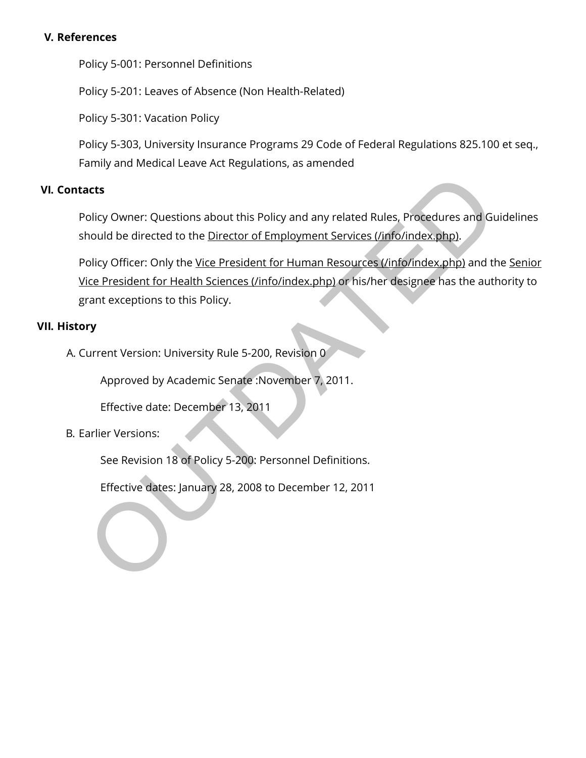## V. References

Policy 5-001: Personnel Definitions

Policy 5-201: Leaves of Absence (Non Health-Related)

Policy 5-301: Vacation Policy

Policy 5-303, University Insurance Programs 29 Code of Federal Regulations 825.100 et seq., Family and Medical Leave Act Regulations, as amended

## VI. Contacts

Policy Owner: Questions about this Policy and any related Rules, Procedures and Guidelines should be directed to the Director of Employment Services (/info/index.php).

Policy Officer: Only the Vice President for Human Resources (/info/index.php) and the Senior Vice President for Health Sciences (/info/index.php) or his/her designee has the authority to grant exceptions to this Policy.

## VII. History

A. Current Version: University Rule 5-200, Revision 0

Approved by Academic Senate :November 7, 2011.

Effective date: December 13, 2011

B. Earlier Versions:

See Revision 18 of Policy 5-200: Personnel Definitions.

Effective dates: January 28, 2008 to December 12, 2011

OUTDATED